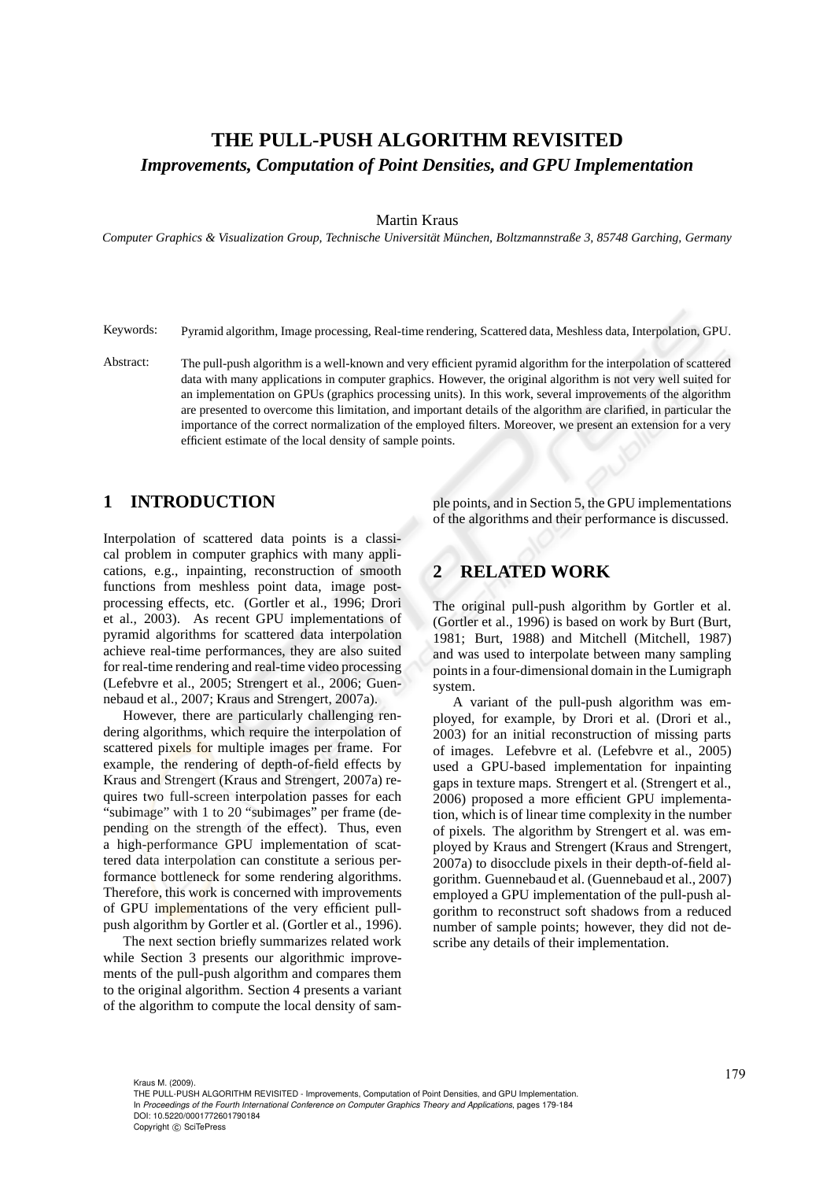# THE PULL-PUSH ALGORITHM REVISITED

## *Improvements, Computation of Point Densities, and GPU Implementation*

Martin Kraus

*Computer Graphics & Visualization Group, Technische Universität München, Boltzmannstraße 3, 85748 Garching, Germany*

Keywords: Pyramid algorithm, Image processing, Real-time rendering, Scattered data, Meshless data, Interpolation, GPU.

Abstract: The pull-push algorithm is a well-known and very efficient pyramid algorithm for the interpolation of scattered data with many applications in computer graphics. However, the original algorithm is not very well suited for an implementation on GPUs (graphics processing units). In this work, several improvements of the algorithm are presented to overcome this limitation, and important details of the algorithm are clarified, in particular the importance of the correct normalization of the employed filters. Moreover, we present an extension for a very efficient estimate of the local density of sample points.

## 1 INTRODUCTION

Interpolation of scattered data points is a classical problem in computer graphics with many applications, e.g., inpainting, reconstruction of smooth functions from meshless point data, image post-processing effects, etc. (Gortler et al., 1996; Drori et al., 2003). As recent GPU implementations of pyramid algorithms for scattered data interpolation achieve real-time performances, they are also suited for real-time rendering and real-time video processing (Lefebvre et al., 2005; Strengert et al., 2006; Guennebaud et al., 2007; Kraus and Strengert, 2007a).

However, there are particularly challenging rendering algorithms, which require the interpolation of scattered pixels for multiple images per frame. For example, the rendering of depth-of-field effects by Kraus and Strengert (Kraus and Strengert, 2007a) requires two full-screen interpolation passes for each "subimage" with 1 to 20 "subimages" per frame (depending on the strength of the effect). Thus, even a high-performance GPU implementation of scattered data interpolation can constitute a serious performance bottleneck for some rendering algorithms. Therefore, this work is concerned with improvements of GPU implementations of the very efficient pull-push algorithm by Gortler et al. (Gortler et al., 1996).

The next section briefly summarizes related work while Section 3 presents our algorithmic improvements of the pull-push algorithm and compares them to the original algorithm. Section 4 presents a variant of the algorithm to compute the local density of sample points, and in Section 5, the GPU implementations of the algorithms and their performance is discussed.

## 2 RELATED WORK

The original pull-push algorithm by Gortler et al. (Gortler et al., 1996) is based on work by Burt (Burt, 1981; Burt, 1988) and Mitchell (Mitchell, 1987) and was used to interpolate between many sampling points in a four-dimensional domain in the Lumigraph system.

A variant of the pull-push algorithm was employed, for example, by Drori et al. (Drori et al., 2003) for an initial reconstruction of missing parts of images. Lefebvre et al. (Lefebvre et al., 2005) used a GPU-based implementation for inpainting gaps in texture maps. Strengert et al. (Strengert et al., 2006) proposed a more efficient GPU implementation, which is of linear time complexity in the number of pixels. The algorithm by Strengert et al. was employed by Kraus and Strengert (Kraus and Strengert, 2007a) to disocclude pixels in their depth-of-field algorithm. Guennebaud et al. (Guennebaud et al., 2007) employed a GPU implementation of the pull-push algorithm to reconstruct soft shadows from a reduced number of sample points; however, they did not describe any details of their implementation.

Kraus M. (2009).
THE PULL-PUSH ALGORITHM REVISITED - Improvements, Computation of Point Densities, and GPU Implementation.
In *Proceedings of the Fourth International Conference on Computer Graphics Theory and Applications*, pages 179-184
DOI: 10.5220/0001772601790184
Copyright © SciTePress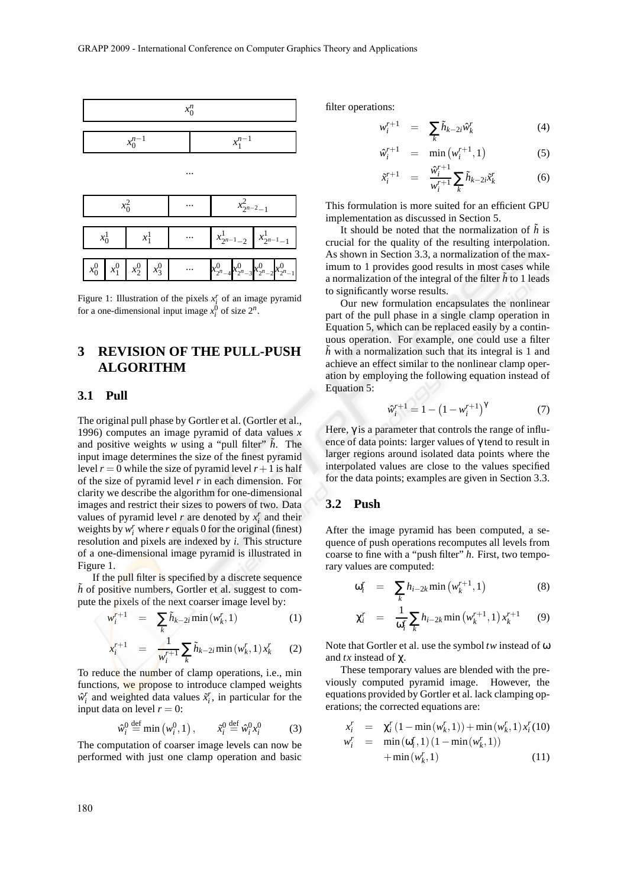Figure 1: Illustration of the pixels $x_i^r$ of an image pyramid for a one-dimensional input image $x_i^0$ of size $2^n$.

## 3 REVISION OF THE PULL-PUSH ALGORITHM

### 3.1 Pull

The original pull phase by Gortler et al. (Gortler et al., 1996) computes an image pyramid of data values $x$ and positive weights $w$ using a "pull filter" $\tilde{h}$. The input image determines the size of the finest pyramid level $r = 0$ while the size of pyramid level $r + 1$ is half of the size of pyramid level $r$ in each dimension. For clarity we describe the algorithm for one-dimensional images and restrict their sizes to powers of two. Data values of pyramid level $r$ are denoted by $x_i^r$ and their weights by $w_i^r$ where $r$ equals 0 for the original (finest) resolution and pixels are indexed by $i$. This structure of a one-dimensional image pyramid is illustrated in Figure 1.

If the pull filter is specified by a discrete sequence $\tilde{h}$ of positive numbers, Gortler et al. suggest to compute the pixels of the next coarser image level by:

$$w_i^{r+1} = \sum_k \tilde{h}_{k-2i} \min\left(w_k^r, 1\right) \tag{1}$$

$$x_i^{r+1} = \frac{1}{w_i^{r+1}} \sum_k \tilde{h}_{k-2i} \min\left(w_k^r, 1\right) x_k^r \tag{2}$$

To reduce the number of clamp operations, i.e., min functions, we propose to introduce clamped weights $\hat{w}_i^r$ and weighted data values $\tilde{x}_i^r$, in particular for the input data on level $r = 0$:

$$\hat{w}_i^0 \stackrel{\text{def}}{=} \min\left(w_i^0, 1\right), \qquad \tilde{x}_i^0 \stackrel{\text{def}}{=} \hat{w}_i^0 x_i^0 \tag{3}$$

The computation of coarser image levels can now be performed with just one clamp operation and basic filter operations:

$$w_i^{r+1} = \sum_k \tilde{h}_{k-2i} \hat{w}_k^r \tag{4}$$

$$\hat{w}_i^{r+1} = \min\left(w_i^{r+1}, 1\right) \tag{5}$$

$$\tilde{x}_i^{r+1} = \frac{\hat{w}_i^{r+1}}{w_i^{r+1}} \sum_k \tilde{h}_{k-2i} \tilde{x}_k^r \tag{6}$$

This formulation is more suited for an efficient GPU implementation as discussed in Section 5.

It should be noted that the normalization of $\tilde{h}$ is crucial for the quality of the resulting interpolation. As shown in Section 3.3, a normalization of the maximum to 1 provides good results in most cases while a normalization of the integral of the filter $\tilde{h}$ to 1 leads to significantly worse results.

Our new formulation encapsulates the nonlinear part of the pull phase in a single clamp operation in Equation 5, which can be replaced easily by a continuous operation. For example, one could use a filter $\tilde{h}$ with a normalization such that its integral is 1 and achieve an effect similar to the nonlinear clamp operation by employing the following equation instead of Equation 5:

$$\hat{w}_i^{r+1} = 1 - \left(1 - w_i^{r+1}\right)^{\gamma} \tag{7}$$

Here, $\gamma$ is a parameter that controls the range of influence of data points: larger values of $\gamma$ tend to result in larger regions around isolated data points where the interpolated values are close to the values specified for the data points; examples are given in Section 3.3.

### 3.2 Push

After the image pyramid has been computed, a sequence of push operations recomputes all levels from coarse to fine with a "push filter" $h$. First, two temporary values are computed:

$$\omega_i^r = \sum_k h_{i-2k} \min\left(w_k^{r+1}, 1\right) \tag{8}$$

$$\chi_i^r = \frac{1}{\omega_i^r} \sum_k h_{i-2k} \min\left(w_k^{r+1}, 1\right) x_k^{r+1} \tag{9}$$

Note that Gortler et al. use the symbol $tw$ instead of $\omega$ and $tx$ instead of $\chi$.

These temporary values are blended with the previously computed pyramid image. However, the equations provided by Gortler et al. lack clamping operations; the corrected equations are:

$$x_i^r = \chi_i^r \left(1 - \min\left(w_k^r, 1\right)\right) + \min\left(w_k^r, 1\right) x_i^r \tag{10}$$

$$w_i^r = \min\left(\omega_i^r, 1\right)\left(1 - \min\left(w_k^r, 1\right)\right) + \min\left(w_k^r, 1\right) \tag{11}$$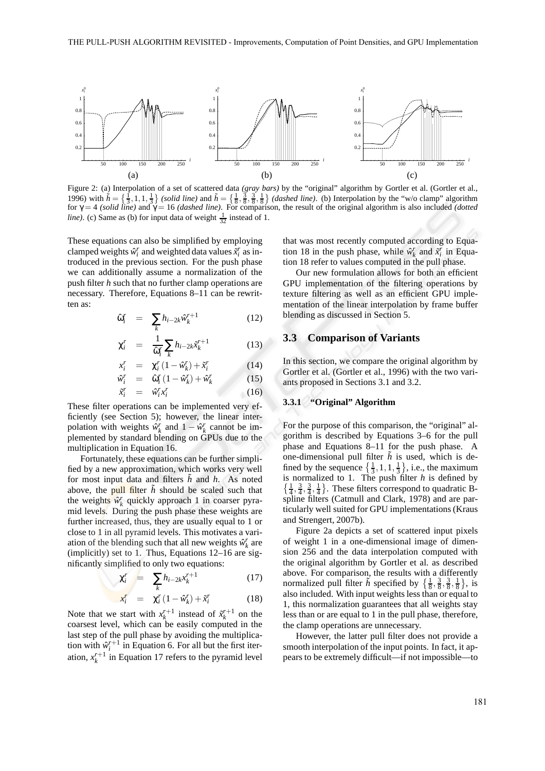Figure 2: (a) Interpolation of a set of scattered data *(gray bars)* by the "original" algorithm by Gortler et al. (Gortler et al., 1996) with $\tilde{h} = \left\{\frac{1}{3}, 1, 1, \frac{1}{3}\right\}$ *(solid line)* and $\tilde{h} = \left\{\frac{1}{8}, \frac{3}{8}, \frac{3}{8}, \frac{1}{8}\right\}$ *(dashed line)*. (b) Interpolation by the "w/o clamp" algorithm for $\gamma = 4$ *(solid line)* and $\gamma = 16$ *(dashed line)*. For comparison, the result of the original algorithm is also included *(dotted line)*. (c) Same as (b) for input data of weight $\frac{1}{32}$ instead of 1.

These equations can also be simplified by employing clamped weights $\hat{w}_i^r$ and weighted data values $\tilde{x}_i^r$ as introduced in the previous section. For the push phase we can additionally assume a normalization of the push filter $h$ such that no further clamp operations are necessary. Therefore, Equations 8–11 can be rewritten as:

$$\hat{\omega}_i^r = \sum_k h_{i-2k} \hat{w}_k^{r+1} \quad (12)$$

$$\chi_i^r = \frac{1}{\hat{\omega}_i^r} \sum_k h_{i-2k} \tilde{x}_k^{r+1} \quad (13)$$

$$x_i^r = \chi_i^r (1 - \hat{w}_k^r) + \tilde{x}_i^r \quad (14)$$

$$\hat{w}_i^r = \hat{\omega}_i^r (1 - \hat{w}_k^r) + \hat{w}_k^r \quad (15)$$

$$\tilde{x}_i^r = \hat{w}_i^r x_i^r \quad (16)$$

These filter operations can be implemented very efficiently (see Section 5); however, the linear interpolation with weights $\hat{w}_k^r$ and $1 - \hat{w}_k^r$ cannot be implemented by standard blending on GPUs due to the multiplication in Equation 16.

Fortunately, these equations can be further simplified by a new approximation, which works very well for most input data and filters $\tilde{h}$ and $h$. As noted above, the pull filter $\tilde{h}$ should be scaled such that the weights $\hat{w}_k^r$ quickly approach 1 in coarser pyramid levels. During the push phase these weights are further increased, thus, they are usually equal to 1 or close to 1 in all pyramid levels. This motivates a variation of the blending such that all new weights $\hat{w}_k^r$ are (implicitly) set to 1. Thus, Equations 12–16 are significantly simplified to only two equations:

$$\chi_i^r = \sum_k h_{i-2k} x_k^{r+1} \quad (17)$$

$$x_i^r = \chi_i^r (1 - \hat{w}_k^r) + \tilde{x}_i^r \quad (18)$$

Note that we start with $x_k^{r+1}$ instead of $\tilde{x}_k^{r+1}$ on the coarsest level, which can be easily computed in the last step of the pull phase by avoiding the multiplication with $\hat{w}_i^{r+1}$ in Equation 6. For all but the first iteration, $x_k^{r+1}$ in Equation 17 refers to the pyramid level that was most recently computed according to Equation 18 in the push phase, while $\hat{w}_k^r$ and $\tilde{x}_i^r$ in Equation 18 refer to values computed in the pull phase.

Our new formulation allows for both an efficient GPU implementation of the filtering operations by texture filtering as well as an efficient GPU implementation of the linear interpolation by frame buffer blending as discussed in Section 5.

## 3.3 Comparison of Variants

In this section, we compare the original algorithm by Gortler et al. (Gortler et al., 1996) with the two variants proposed in Sections 3.1 and 3.2.

### 3.3.1 "Original" Algorithm

For the purpose of this comparison, the "original" algorithm is described by Equations 3–6 for the pull phase and Equations 8–11 for the push phase. A one-dimensional pull filter $\tilde{h}$ is used, which is defined by the sequence $\left\{\frac{1}{3}, 1, 1, \frac{1}{3}\right\}$, i.e., the maximum is normalized to 1. The push filter $h$ is defined by $\left\{\frac{1}{4}, \frac{3}{4}, \frac{3}{4}, \frac{1}{4}\right\}$. These filters correspond to quadratic B-spline filters (Catmull and Clark, 1978) and are particularly well suited for GPU implementations (Kraus and Strengert, 2007b).

Figure 2a depicts a set of scattered input pixels of weight 1 in a one-dimensional image of dimension 256 and the data interpolation computed with the original algorithm by Gortler et al. as described above. For comparison, the results with a differently normalized pull filter $\tilde{h}$ specified by $\left\{\frac{1}{8}, \frac{3}{8}, \frac{3}{8}, \frac{1}{8}\right\}$, is also included. With input weights less than or equal to 1, this normalization guarantees that all weights stay less than or are equal to 1 in the pull phase, therefore, the clamp operations are unnecessary.

However, the latter pull filter does not provide a smooth interpolation of the input points. In fact, it appears to be extremely difficult—if not impossible—to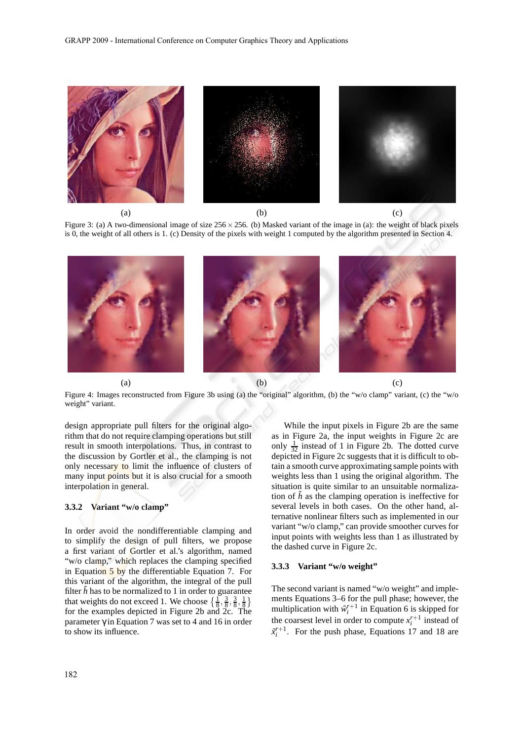(a) (b) (c)

Figure 3: (a) A two-dimensional image of size $256 \times 256$. (b) Masked variant of the image in (a): the weight of black pixels is 0, the weight of all others is 1. (c) Density of the pixels with weight 1 computed by the algorithm presented in Section 4.

(a) (b) (c)

Figure 4: Images reconstructed from Figure 3b using (a) the "original" algorithm, (b) the "w/o clamp" variant, (c) the "w/o weight" variant.

design appropriate pull filters for the original algorithm that do not require clamping operations but still result in smooth interpolations. Thus, in contrast to the discussion by Gortler et al., the clamping is not only necessary to limit the influence of clusters of many input points but it is also crucial for a smooth interpolation in general.

### 3.3.2 Variant "w/o clamp"

In order avoid the nondifferentiable clamping and to simplify the design of pull filters, we propose a first variant of Gortler et al.'s algorithm, named "w/o clamp," which replaces the clamping specified in Equation 5 by the differentiable Equation 7. For this variant of the algorithm, the integral of the pull filter $\tilde{h}$ has to be normalized to 1 in order to guarantee that weights do not exceed 1. We choose $\left\{\frac{1}{8}, \frac{3}{8}, \frac{3}{8}, \frac{1}{8}\right\}$ for the examples depicted in Figure 2b and 2c. The parameter $\gamma$ in Equation 7 was set to 4 and 16 in order to show its influence.

While the input pixels in Figure 2b are the same as in Figure 2a, the input weights in Figure 2c are only $\frac{1}{32}$ instead of 1 in Figure 2b. The dotted curve depicted in Figure 2c suggests that it is difficult to obtain a smooth curve approximating sample points with weights less than 1 using the original algorithm. The situation is quite similar to an unsuitable normalization of $\tilde{h}$ as the clamping operation is ineffective for several levels in both cases. On the other hand, alternative nonlinear filters such as implemented in our variant "w/o clamp," can provide smoother curves for input points with weights less than 1 as illustrated by the dashed curve in Figure 2c.

### 3.3.3 Variant "w/o weight"

The second variant is named "w/o weight" and implements Equations 3–6 for the pull phase; however, the multiplication with $\hat{w}_i^{r+1}$ in Equation 6 is skipped for the coarsest level in order to compute $x_i^{r+1}$ instead of $\tilde{x}_i^{r+1}$. For the push phase, Equations 17 and 18 are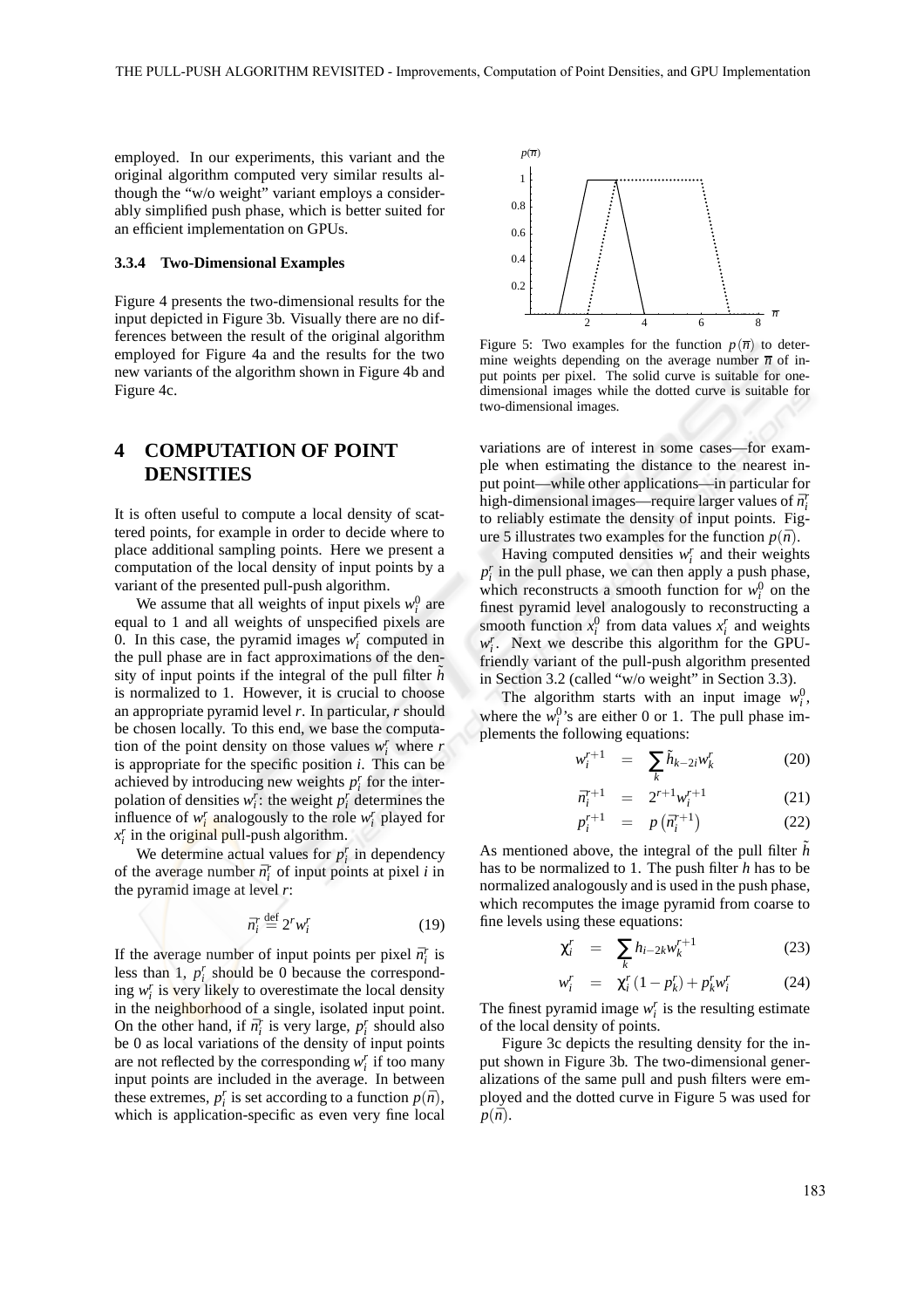employed. In our experiments, this variant and the original algorithm computed very similar results although the "w/o weight" variant employs a considerably simplified push phase, which is better suited for an efficient implementation on GPUs.

#### 3.3.4 Two-Dimensional Examples

Figure 4 presents the two-dimensional results for the input depicted in Figure 3b. Visually there are no differences between the result of the original algorithm employed for Figure 4a and the results for the two new variants of the algorithm shown in Figure 4b and Figure 4c.

## 4 COMPUTATION OF POINT DENSITIES

It is often useful to compute a local density of scattered points, for example in order to decide where to place additional sampling points. Here we present a computation of the local density of input points by a variant of the presented pull-push algorithm.

We assume that all weights of input pixels $w_i^0$ are equal to 1 and all weights of unspecified pixels are 0. In this case, the pyramid images $w_i^r$ computed in the pull phase are in fact approximations of the density of input points if the integral of the pull filter $\tilde{h}$ is normalized to 1. However, it is crucial to choose an appropriate pyramid level $r$. In particular, $r$ should be chosen locally. To this end, we base the computation of the point density on those values $w_i^r$ where $r$ is appropriate for the specific position $i$. This can be achieved by introducing new weights $p_i^r$ for the interpolation of densities $w_i^r$: the weight $p_i^r$ determines the influence of $w_i^r$ analogously to the role $w_i^r$ played for $x_i^r$ in the original pull-push algorithm.

We determine actual values for $p_i^r$ in dependency of the average number $\bar{n}_i^r$ of input points at pixel $i$ in the pyramid image at level $r$:

$$\bar{n}_i^r \stackrel{\text{def}}{=} 2^r w_i^r \tag{19}$$

If the average number of input points per pixel $\bar{n}_i^r$ is less than 1, $p_i^r$ should be 0 because the corresponding $w_i^r$ is very likely to overestimate the local density in the neighborhood of a single, isolated input point. On the other hand, if $\bar{n}_i^r$ is very large, $p_i^r$ should also be 0 as local variations of the density of input points are not reflected by the corresponding $w_i^r$ if too many input points are included in the average. In between these extremes, $p_i^r$ is set according to a function $p(\bar{n})$, which is application-specific as even very fine local

Figure 5: Two examples for the function $p(\bar{n})$ to determine weights depending on the average number $\bar{n}$ of input points per pixel. The solid curve is suitable for one-dimensional images while the dotted curve is suitable for two-dimensional images.

variations are of interest in some cases—for example when estimating the distance to the nearest input point—while other applications—in particular for high-dimensional images—require larger values of $\bar{n}_i^r$ to reliably estimate the density of input points. Figure 5 illustrates two examples for the function $p(\bar{n})$.

Having computed densities $w_i^r$ and their weights $p_i^r$ in the pull phase, we can then apply a push phase, which reconstructs a smooth function for $w_i^0$ on the finest pyramid level analogously to reconstructing a smooth function $x_i^0$ from data values $x_i^r$ and weights $w_i^r$. Next we describe this algorithm for the GPU-friendly variant of the pull-push algorithm presented in Section 3.2 (called "w/o weight" in Section 3.3).

The algorithm starts with an input image $w_i^0$, where the $w_i^0$'s are either 0 or 1. The pull phase implements the following equations:

$$w_i^{r+1} = \sum_k \tilde{h}_{k-2i} w_k^r \tag{20}$$

$$\bar{n}_i^{r+1} = 2^{r+1} w_i^{r+1} \tag{21}$$

$$p_i^{r+1} = p\left(\bar{n}_i^{r+1}\right) \tag{22}$$

As mentioned above, the integral of the pull filter $\tilde{h}$ has to be normalized to 1. The push filter $h$ has to be normalized analogously and is used in the push phase, which recomputes the image pyramid from coarse to fine levels using these equations:

$$\chi_i^r = \sum_k h_{i-2k} w_k^{r+1} \tag{23}$$

$$w_i^r = \chi_i^r \left(1 - p_k^r\right) + p_k^r w_i^r \tag{24}$$

The finest pyramid image $w_i^r$ is the resulting estimate of the local density of points.

Figure 3c depicts the resulting density for the input shown in Figure 3b. The two-dimensional generalizations of the same pull and push filters were employed and the dotted curve in Figure 5 was used for $p(\bar{n})$.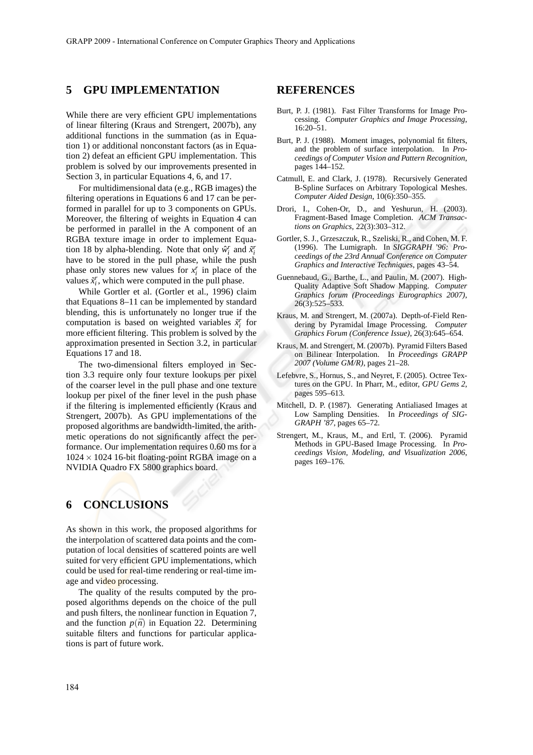## 5 GPU IMPLEMENTATION

While there are very efficient GPU implementations of linear filtering (Kraus and Strengert, 2007b), any additional functions in the summation (as in Equation 1) or additional nonconstant factors (as in Equation 2) defeat an efficient GPU implementation. This problem is solved by our improvements presented in Section 3, in particular Equations 4, 6, and 17.

For multidimensional data (e.g., RGB images) the filtering operations in Equations 6 and 17 can be performed in parallel for up to 3 components on GPUs. Moreover, the filtering of weights in Equation 4 can be performed in parallel in the A component of an RGBA texture image in order to implement Equation 18 by alpha-blending. Note that only $\hat{w}_i^r$ and $\tilde{x}_i^r$ have to be stored in the pull phase, while the push phase only stores new values for $x_i^r$ in place of the values $\tilde{x}_i^r$, which were computed in the pull phase.

While Gortler et al. (Gortler et al., 1996) claim that Equations 8–11 can be implemented by standard blending, this is unfortunately no longer true if the computation is based on weighted variables $\tilde{x}_i^r$ for more efficient filtering. This problem is solved by the approximation presented in Section 3.2, in particular Equations 17 and 18.

The two-dimensional filters employed in Section 3.3 require only four texture lookups per pixel of the coarser level in the pull phase and one texture lookup per pixel of the finer level in the push phase if the filtering is implemented efficiently (Kraus and Strengert, 2007b). As GPU implementations of the proposed algorithms are bandwidth-limited, the arithmetic operations do not significantly affect the performance. Our implementation requires 0.60 ms for a $1024 \times 1024$ 16-bit floating-point RGBA image on a NVIDIA Quadro FX 5800 graphics board.

## 6 CONCLUSIONS

As shown in this work, the proposed algorithms for the interpolation of scattered data points and the computation of local densities of scattered points are well suited for very efficient GPU implementations, which could be used for real-time rendering or real-time image and video processing.

The quality of the results computed by the proposed algorithms depends on the choice of the pull and push filters, the nonlinear function in Equation 7, and the function $p(\bar{n})$ in Equation 22. Determining suitable filters and functions for particular applications is part of future work.

## REFERENCES

Burt, P. J. (1981). Fast Filter Transforms for Image Processing. *Computer Graphics and Image Processing*, 16:20–51.

Burt, P. J. (1988). Moment images, polynomial fit filters, and the problem of surface interpolation. In *Proceedings of Computer Vision and Pattern Recognition*, pages 144–152.

Catmull, E. and Clark, J. (1978). Recursively Generated B-Spline Surfaces on Arbitrary Topological Meshes. *Computer Aided Design*, 10(6):350–355.

Drori, I., Cohen-Or, D., and Yeshurun, H. (2003). Fragment-Based Image Completion. *ACM Transactions on Graphics*, 22(3):303–312.

Gortler, S. J., Grzeszczuk, R., Szeliski, R., and Cohen, M. F. (1996). The Lumigraph. In *SIGGRAPH '96: Proceedings of the 23rd Annual Conference on Computer Graphics and Interactive Techniques*, pages 43–54.

Guennebaud, G., Barthe, L., and Paulin, M. (2007). High-Quality Adaptive Soft Shadow Mapping. *Computer Graphics forum (Proceedings Eurographics 2007)*, 26(3):525–533.

Kraus, M. and Strengert, M. (2007a). Depth-of-Field Rendering by Pyramidal Image Processing. *Computer Graphics Forum (Conference Issue)*, 26(3):645–654.

Kraus, M. and Strengert, M. (2007b). Pyramid Filters Based on Bilinear Interpolation. In *Proceedings GRAPP 2007 (Volume GM/R)*, pages 21–28.

Lefebvre, S., Hornus, S., and Neyret, F. (2005). Octree Textures on the GPU. In Pharr, M., editor, *GPU Gems 2*, pages 595–613.

Mitchell, D. P. (1987). Generating Antialiased Images at Low Sampling Densities. In *Proceedings of SIGGRAPH '87*, pages 65–72.

Strengert, M., Kraus, M., and Ertl, T. (2006). Pyramid Methods in GPU-Based Image Processing. In *Proceedings Vision, Modeling, and Visualization 2006*, pages 169–176.